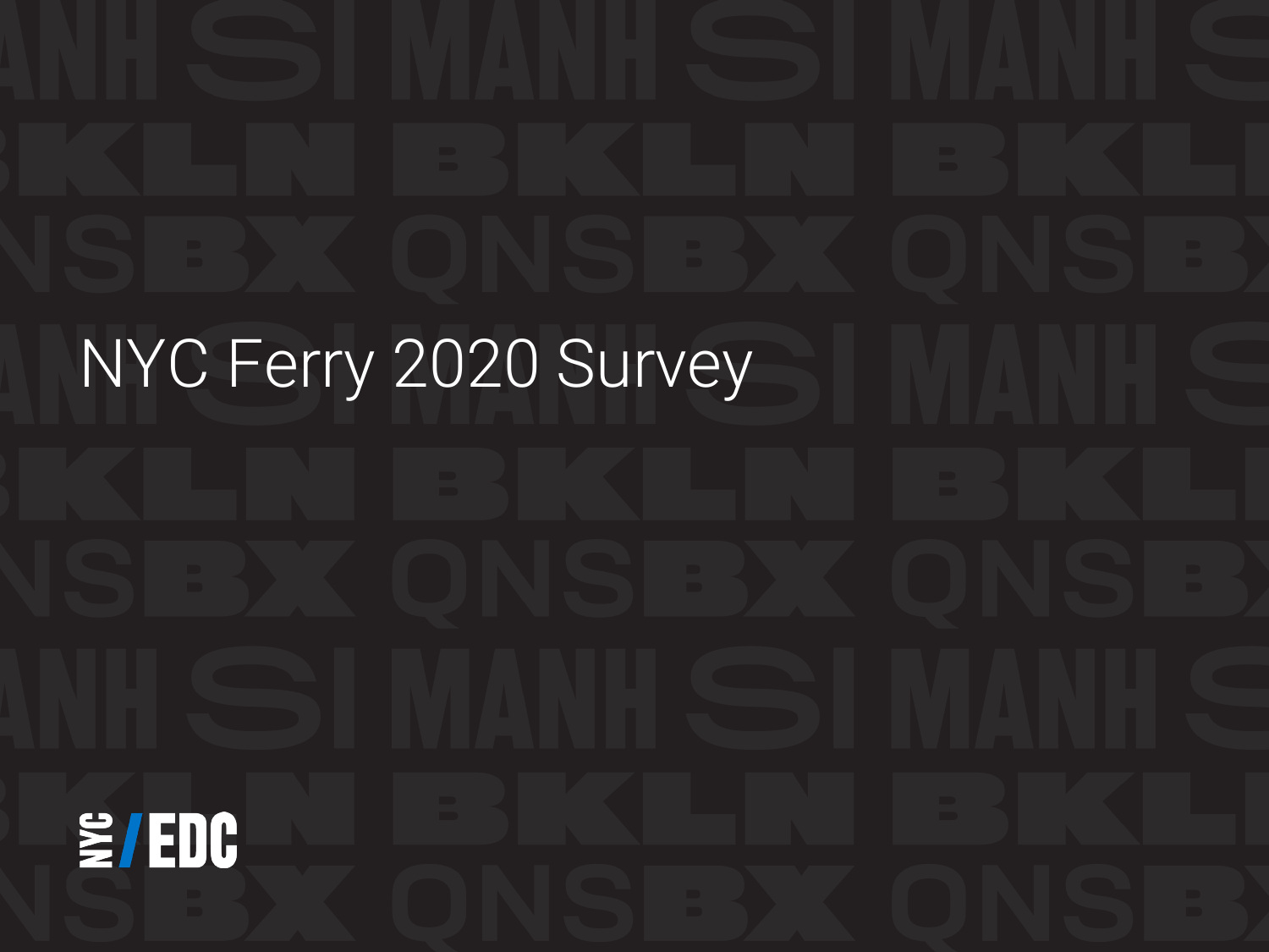# NYC Ferry 2020 Survey

NYC / EDC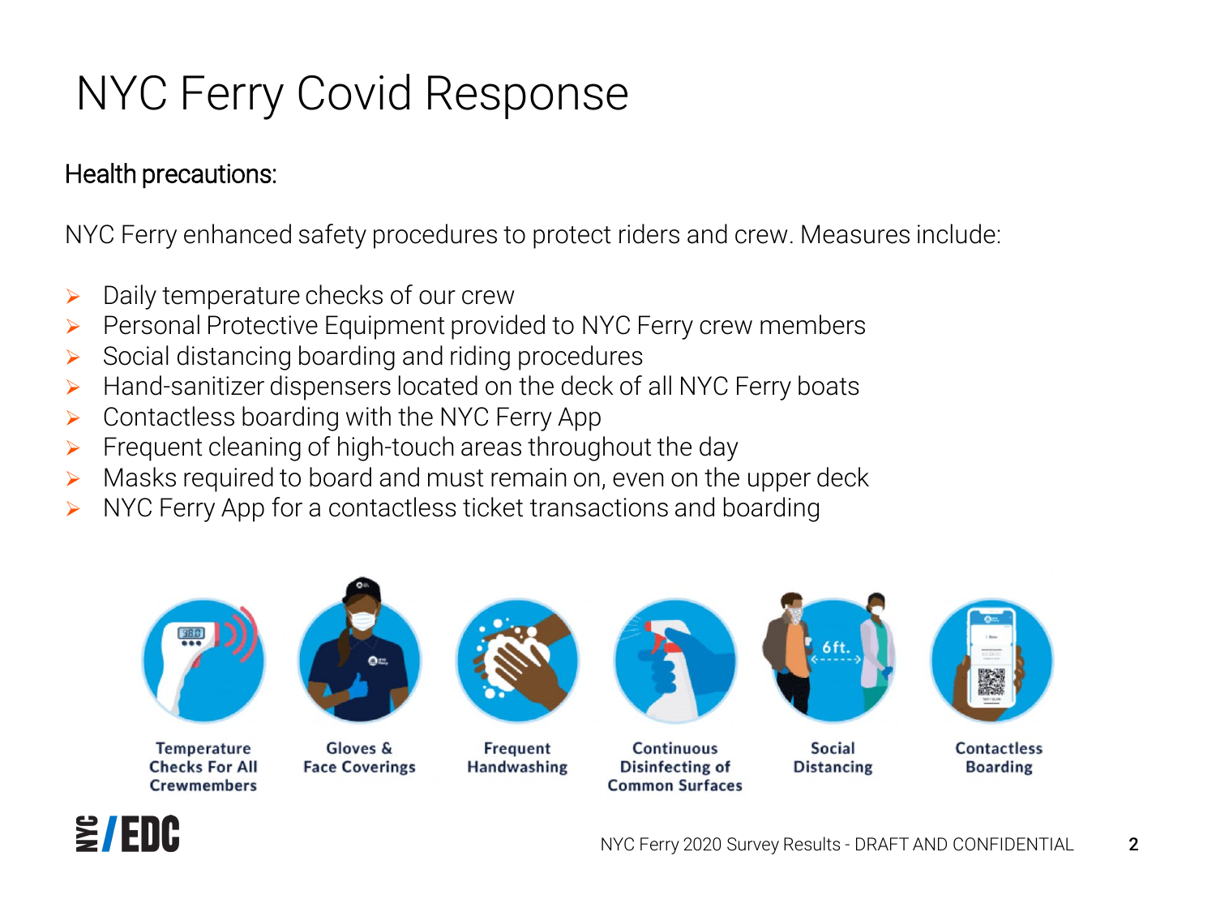# NYC Ferry Covid Response

Health precautions:

NYC Ferry enhanced safety procedures to protect riders and crew. Measures include:

- Daily temperature checks of our crew
- Personal Protective Equipment provided to NYC Ferry crew members
- Social distancing boarding and riding procedures
- Hand-sanitizer dispensers located on the deck of all NYC Ferry boats
- Contactless boarding with the NYC Ferry App
- Frequent cleaning of high-touch areas throughout the day
- Masks required to board and must remain on, even on the upper deck
- NYC Ferry App for a contactless ticket transactions and boarding

Temperature Checks For All Crewmembers

Gloves & Face Coverings

Frequent Handwashing

Continuous Disinfecting of Common Surfaces

Social Distancing

Contactless Boarding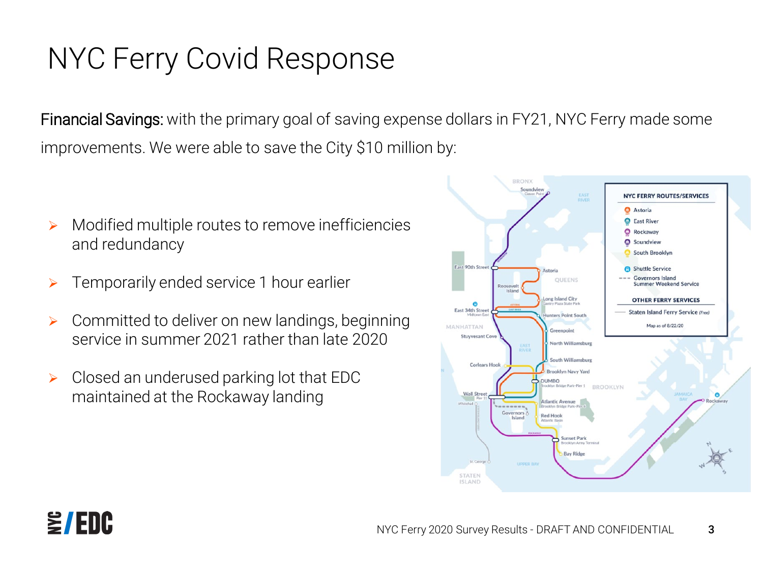# NYC Ferry Covid Response

**Financial Savings:** with the primary goal of saving expense dollars in FY21, NYC Ferry made some improvements. We were able to save the City $10 million by:

- Modified multiple routes to remove inefficiencies and redundancy
- Temporarily ended service 1 hour earlier
- Committed to deliver on new landings, beginning service in summer 2021 rather than late 2020
- Closed an underused parking lot that EDC maintained at the Rockaway landing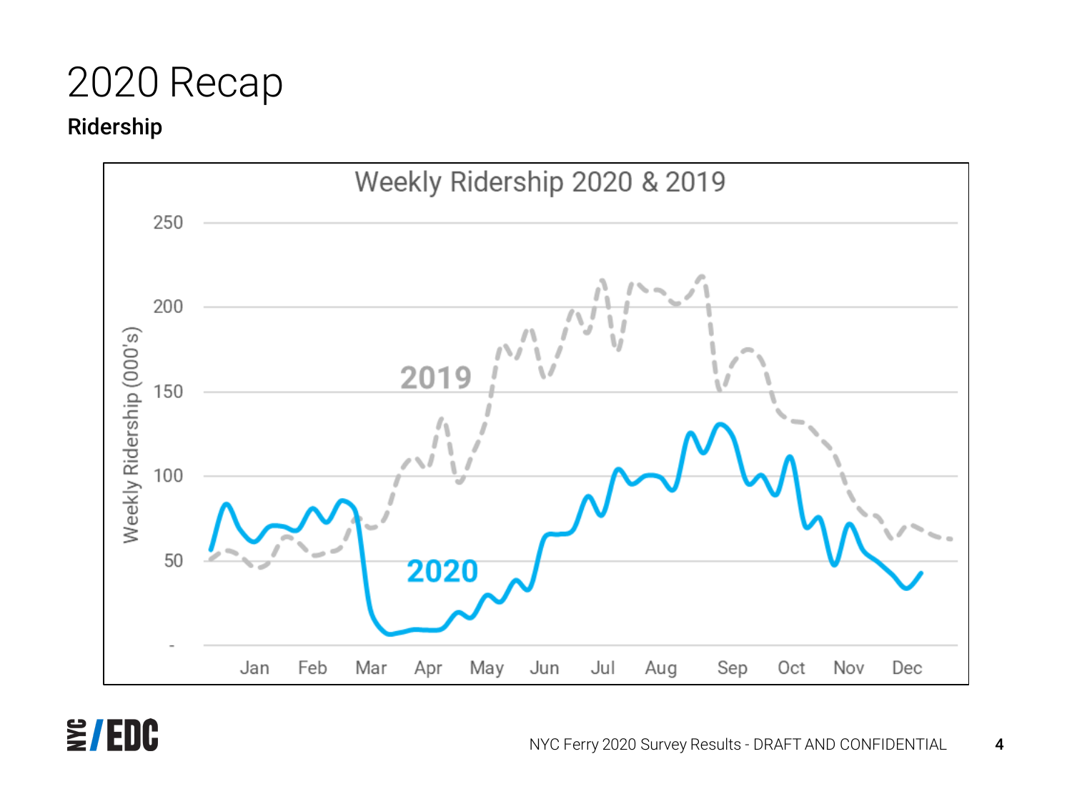# 2020 Recap

**Ridership**

Weekly Ridership 2020 & 2019

Weekly Ridership (000's)

250
200
150
100
50
-

Jan Feb Mar Apr May Jun Jul Aug Sep Oct Nov Dec

2019

2020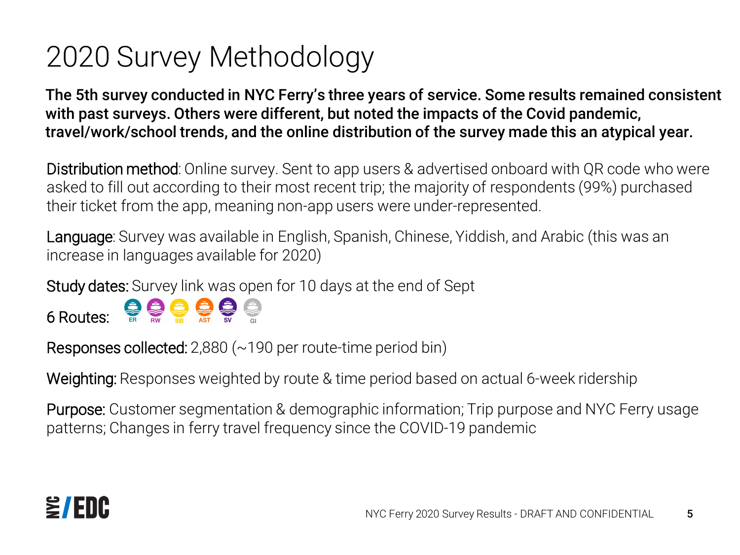# 2020 Survey Methodology

**The 5th survey conducted in NYC Ferry's three years of service. Some results remained consistent with past surveys. Others were different, but noted the impacts of the Covid pandemic, travel/work/school trends, and the online distribution of the survey made this an atypical year.**

Distribution method: Online survey. Sent to app users & advertised onboard with QR code who were asked to fill out according to their most recent trip; the majority of respondents (99%) purchased their ticket from the app, meaning non-app users were under-represented.

Language: Survey was available in English, Spanish, Chinese, Yiddish, and Arabic (this was an increase in languages available for 2020)

Study dates: Survey link was open for 10 days at the end of Sept

6 Routes: ER RW SB AST SV GI

Responses collected: 2,880 (~190 per route-time period bin)

Weighting: Responses weighted by route & time period based on actual 6-week ridership

Purpose: Customer segmentation & demographic information; Trip purpose and NYC Ferry usage patterns; Changes in ferry travel frequency since the COVID-19 pandemic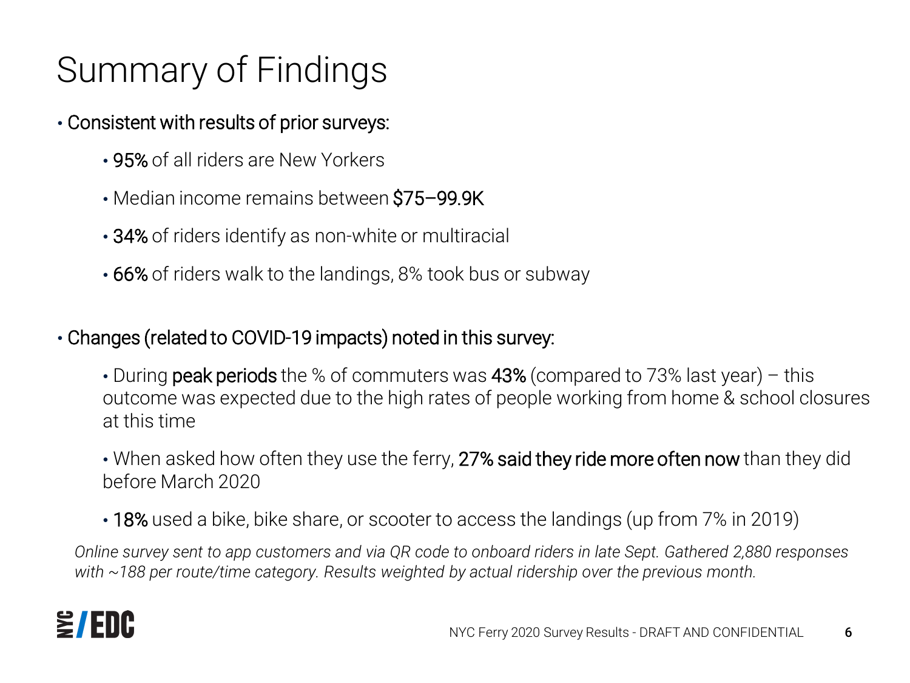# Summary of Findings

- **Consistent with results of prior surveys:**
  - **95%** of all riders are New Yorkers
  - Median income remains between **$75–99.9K**
  - **34%** of riders identify as non-white or multiracial
  - **66%** of riders walk to the landings, 8% took bus or subway

- **Changes (related to COVID-19 impacts) noted in this survey:**
  - During **peak periods** the % of commuters was **43%** (compared to 73% last year) – this outcome was expected due to the high rates of people working from home & school closures at this time
  - When asked how often they use the ferry, **27% said they ride more often now** than they did before March 2020
  - **18%** used a bike, bike share, or scooter to access the landings (up from 7% in 2019)

*Online survey sent to app customers and via QR code to onboard riders in late Sept. Gathered 2,880 responses with ~188 per route/time category. Results weighted by actual ridership over the previous month.*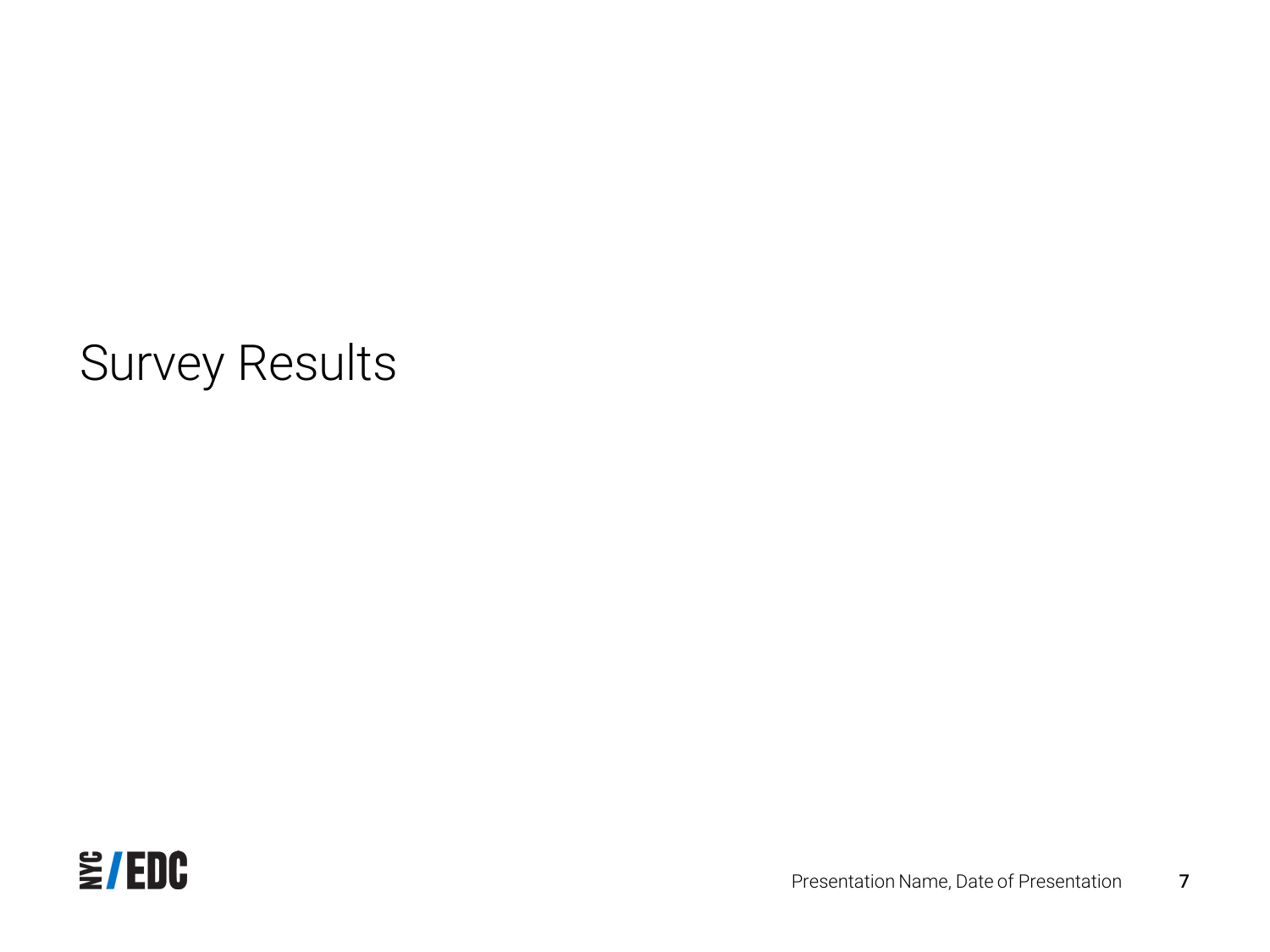# Survey Results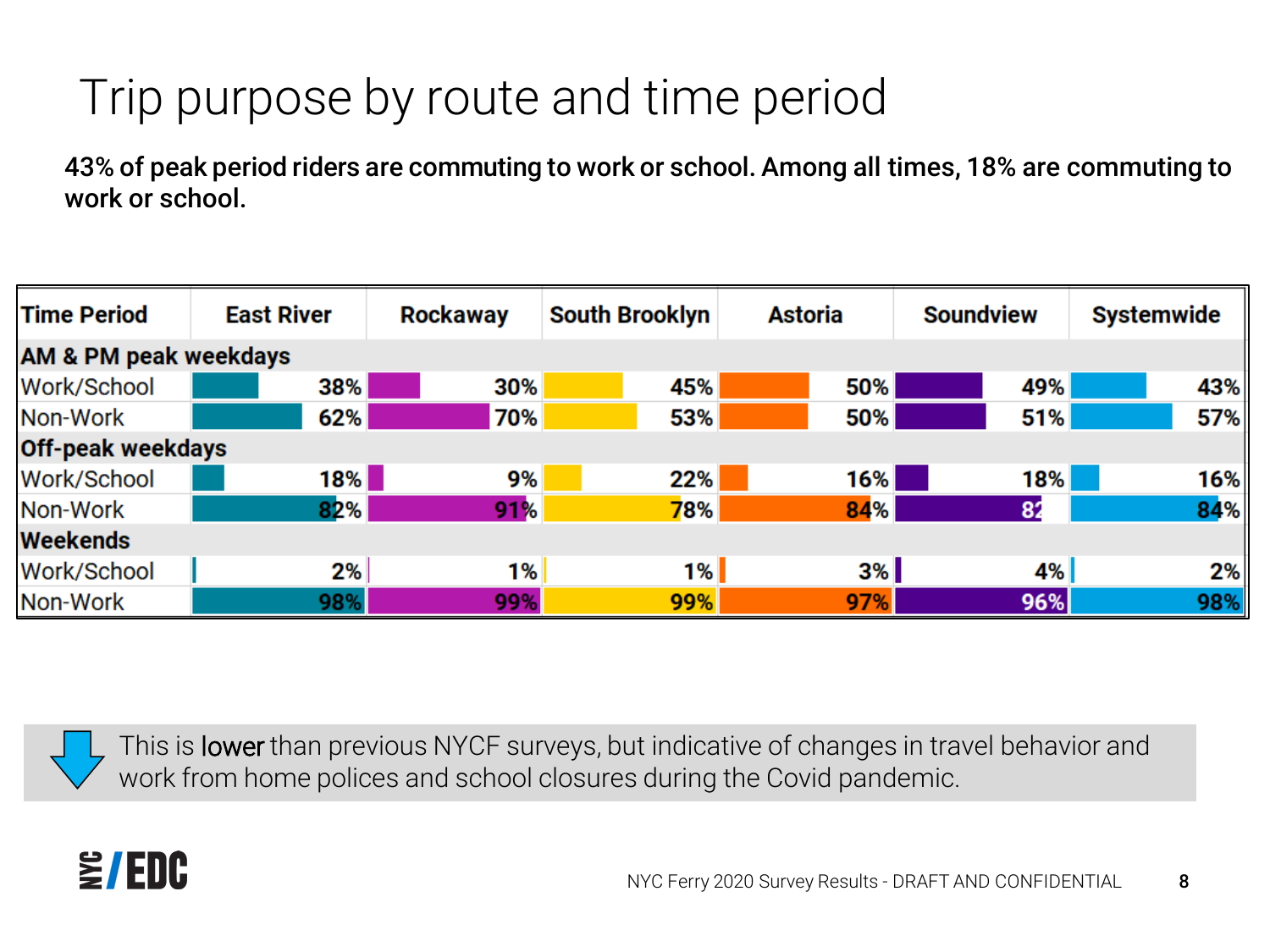# Trip purpose by route and time period

**43% of peak period riders are commuting to work or school. Among all times, 18% are commuting to work or school.**

| Time Period | East River | Rockaway | South Brooklyn | Astoria | Soundview | Systemwide |
|---|---|---|---|---|---|---|
| **AM & PM peak weekdays** | | | | | | |
| Work/School | 38% | 30% | 45% | 50% | 49% | 43% |
| Non-Work | 62% | 70% | 53% | 50% | 51% | 57% |
| **Off-peak weekdays** | | | | | | |
| Work/School | 18% | 9% | 22% | 16% | 18% | 16% |
| Non-Work | 82% | 91% | 78% | 84% | 82 | 84% |
| **Weekends** | | | | | | |
| Work/School | 2% | 1% | 1% | 3% | 4% | 2% |
| Non-Work | 98% | 99% | 99% | 97% | 96% | 98% |

This is lower than previous NYCF surveys, but indicative of changes in travel behavior and work from home polices and school closures during the Covid pandemic.

NYC Ferry 2020 Survey Results - DRAFT AND CONFIDENTIAL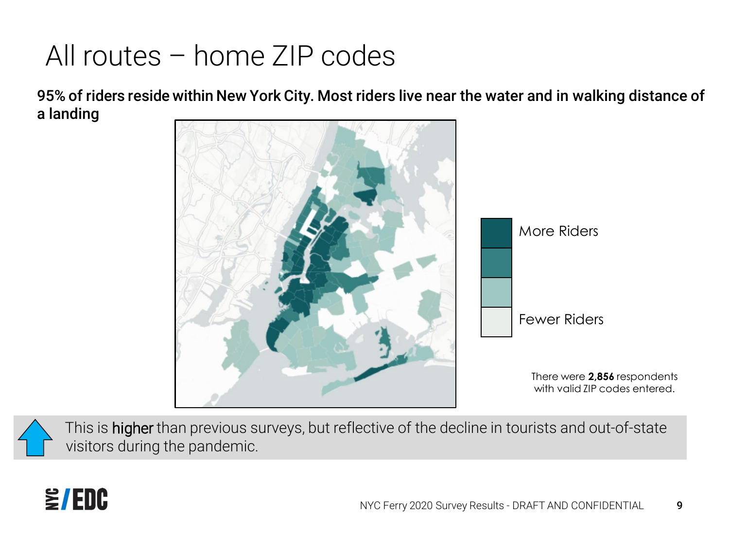# All routes – home ZIP codes

**95% of riders reside within New York City. Most riders live near the water and in walking distance of a landing**

More Riders

Fewer Riders

There were **2,856** respondents with valid ZIP codes entered.

This is higher than previous surveys, but reflective of the decline in tourists and out-of-state visitors during the pandemic.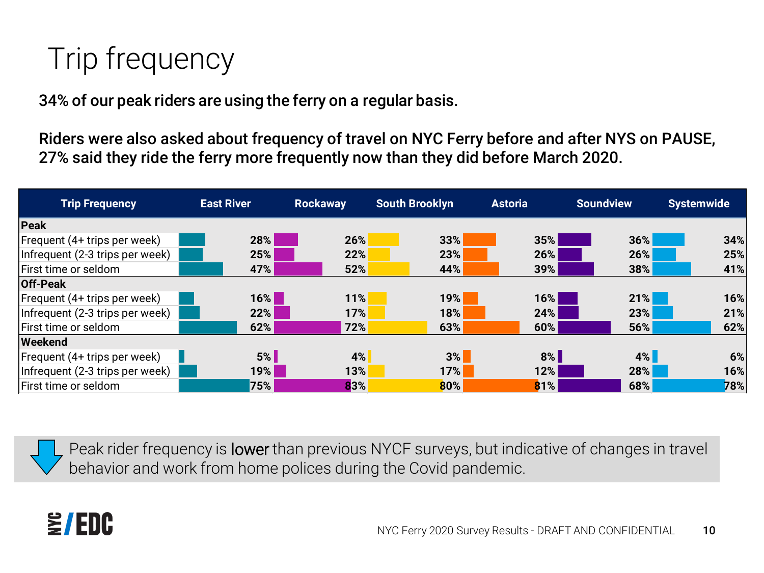# Trip frequency

**34% of our peak riders are using the ferry on a regular basis.**

**Riders were also asked about frequency of travel on NYC Ferry before and after NYS on PAUSE, 27% said they ride the ferry more frequently now than they did before March 2020.**

| Trip Frequency | East River | Rockaway | South Brooklyn | Astoria | Soundview | Systemwide |
|---|---|---|---|---|---|---|
| **Peak** | | | | | | |
| Frequent (4+ trips per week) | 28% | 26% | 33% | 35% | 36% | 34% |
| Infrequent (2-3 trips per week) | 25% | 22% | 23% | 26% | 26% | 25% |
| First time or seldom | 47% | 52% | 44% | 39% | 38% | 41% |
| **Off-Peak** | | | | | | |
| Frequent (4+ trips per week) | 16% | 11% | 19% | 16% | 21% | 16% |
| Infrequent (2-3 trips per week) | 22% | 17% | 18% | 24% | 23% | 21% |
| First time or seldom | 62% | 72% | 63% | 60% | 56% | 62% |
| **Weekend** | | | | | | |
| Frequent (4+ trips per week) | 5% | 4% | 3% | 8% | 4% | 6% |
| Infrequent (2-3 trips per week) | 19% | 13% | 17% | 12% | 28% | 16% |
| First time or seldom | 75% | 83% | 80% | 81% | 68% | 78% |

Peak rider frequency is lower than previous NYCF surveys, but indicative of changes in travel behavior and work from home polices during the Covid pandemic.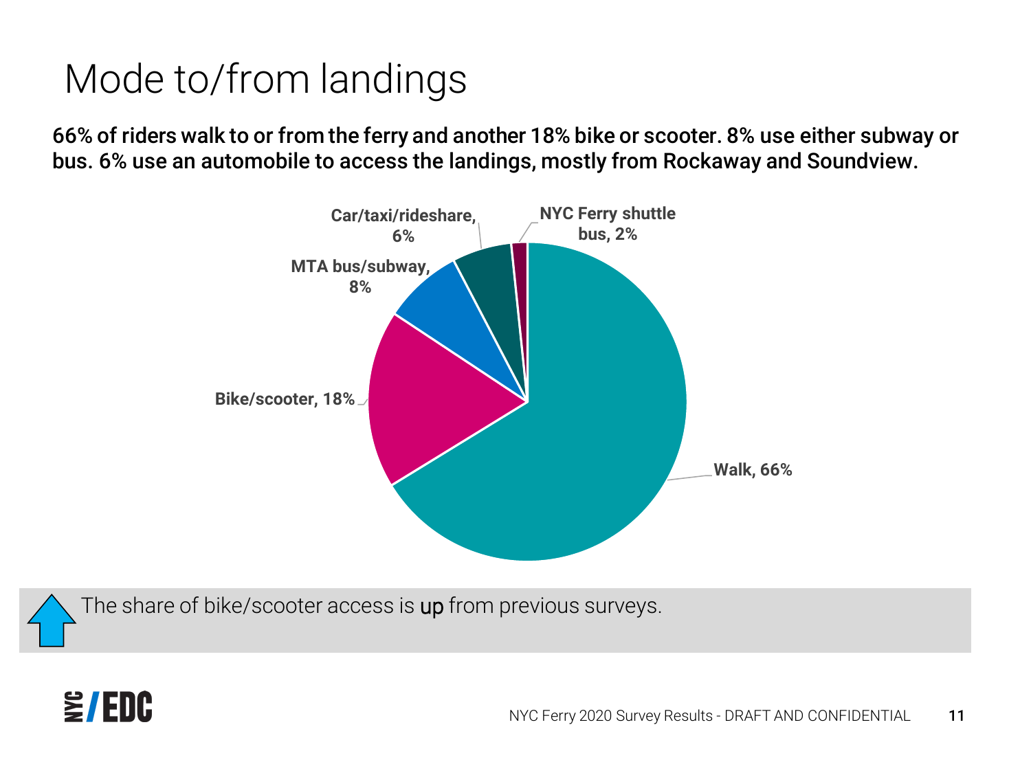# Mode to/from landings

**66% of riders walk to or from the ferry and another 18% bike or scooter. 8% use either subway or bus. 6% use an automobile to access the landings, mostly from Rockaway and Soundview.**

| Mode | Share |
| --- | --- |
| Walk | 66% |
| Bike/scooter | 18% |
| MTA bus/subway | 8% |
| Car/taxi/rideshare | 6% |
| NYC Ferry shuttle bus | 2% |

The share of bike/scooter access is up from previous surveys.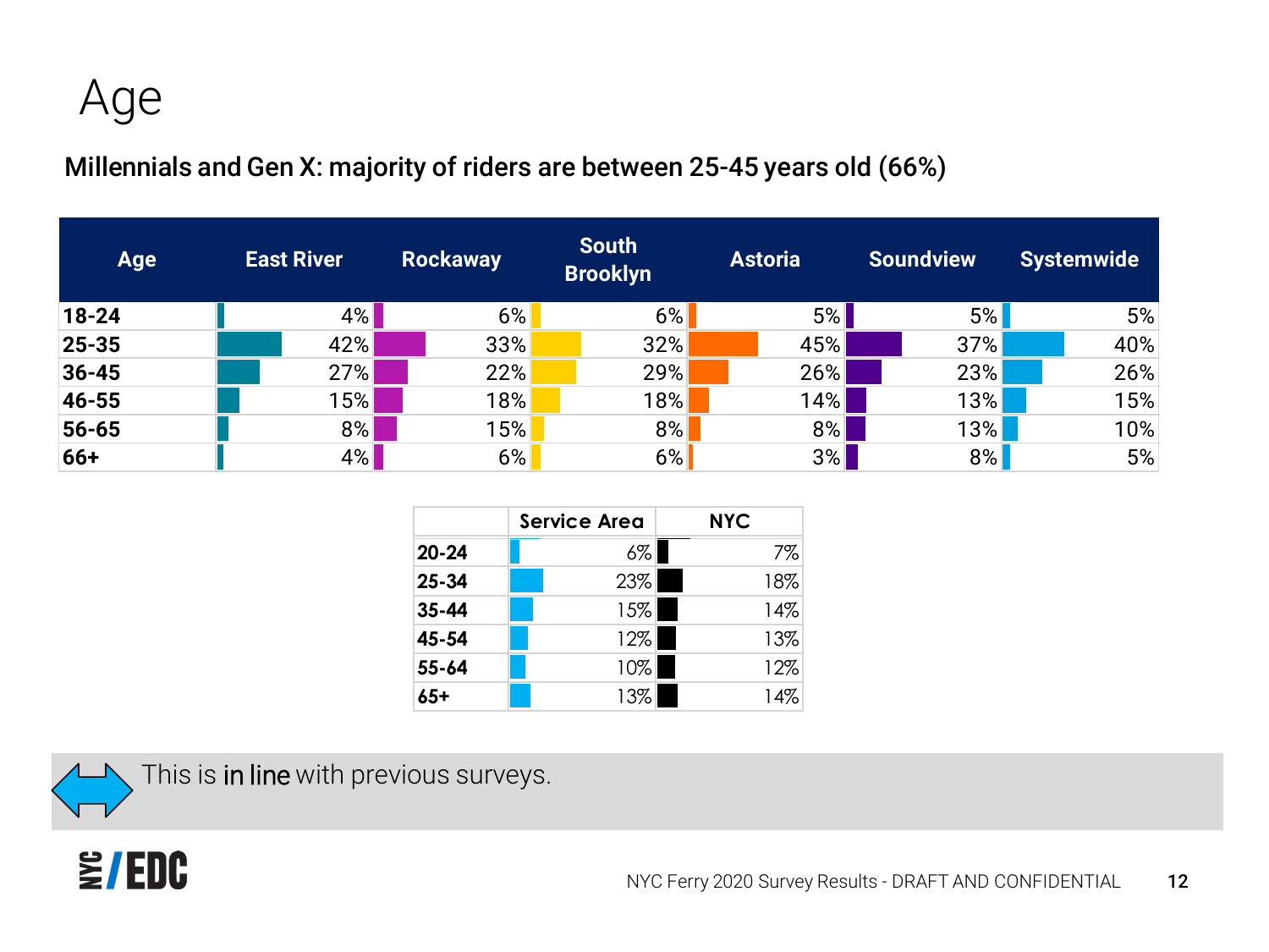# Age

Millennials and Gen X: majority of riders are between 25-45 years old (66%)

| Age | East River | Rockaway | South Brooklyn | Astoria | Soundview | Systemwide |
|---|---|---|---|---|---|---|
| 18-24 | 4% | 6% | 6% | 5% | 5% | 5% |
| 25-35 | 42% | 33% | 32% | 45% | 37% | 40% |
| 36-45 | 27% | 22% | 29% | 26% | 23% | 26% |
| 46-55 | 15% | 18% | 18% | 14% | 13% | 15% |
| 56-65 | 8% | 15% | 8% | 8% | 13% | 10% |
| 66+ | 4% | 6% | 6% | 3% | 8% | 5% |

| | Service Area | NYC |
|---|---|---|
| 20-24 | 6% | 7% |
| 25-34 | 23% | 18% |
| 35-44 | 15% | 14% |
| 45-54 | 12% | 13% |
| 55-64 | 10% | 12% |
| 65+ | 13% | 14% |

This is in line with previous surveys.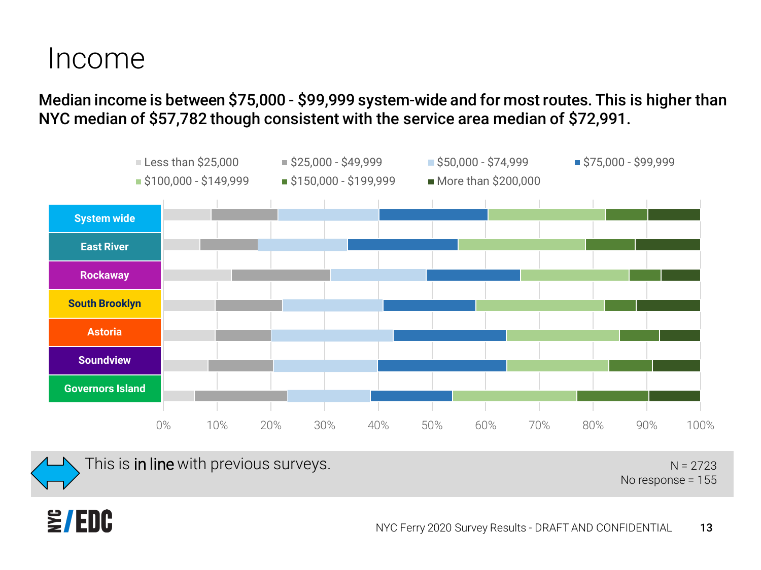# Income

**Median income is between $75,000 - $99,999 system-wide and for most routes. This is higher than NYC median of $57,782 though consistent with the service area median of $72,991.**

Less than $25,000 | $25,000 - $49,999 | $50,000 - $74,999 | $75,000 - $99,999 | $100,000 - $149,999 | $150,000 - $199,999 | More than $200,000

System wide

East River

Rockaway

South Brooklyn

Astoria

Soundview

Governors Island

0% 10% 20% 30% 40% 50% 60% 70% 80% 90% 100%

This is in line with previous surveys.

N = 2723
No response = 155

NYC Ferry 2020 Survey Results - DRAFT AND CONFIDENTIAL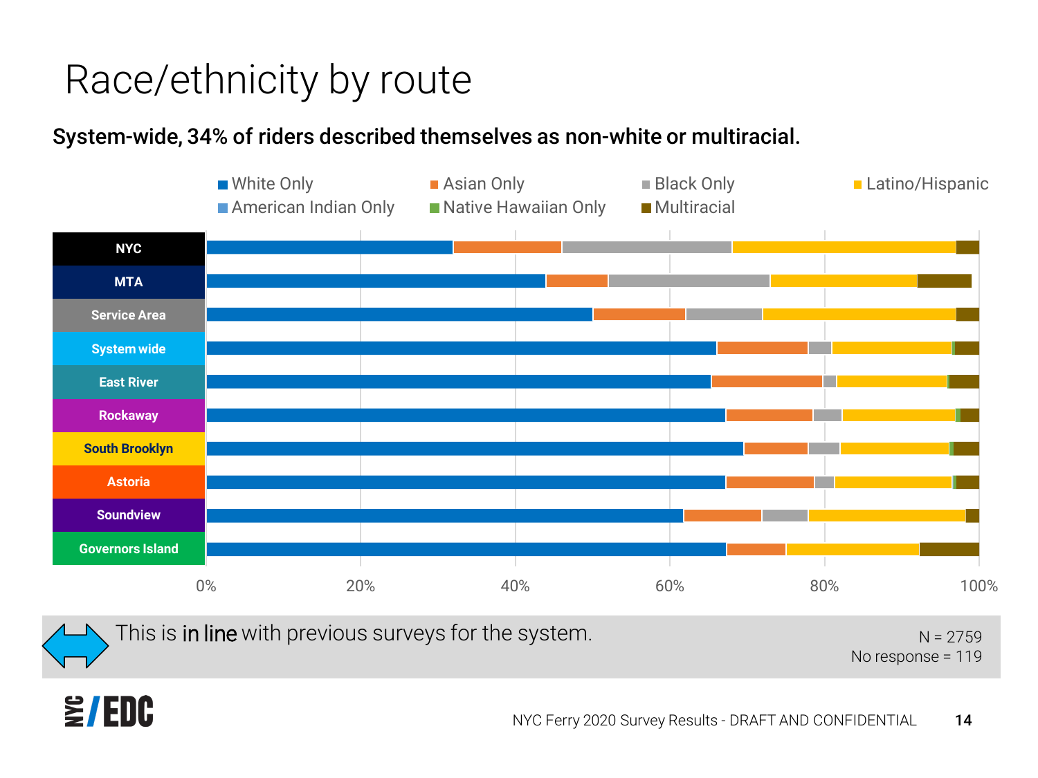# Race/ethnicity by route

**System-wide, 34% of riders described themselves as non-white or multiracial.**

White Only
Asian Only
Black Only
Latino/Hispanic
American Indian Only
Native Hawaiian Only
Multiracial

NYC
MTA
Service Area
System wide
East River
Rockaway
South Brooklyn
Astoria
Soundview
Governors Island

0%
20%
40%
60%
80%
100%

This is in line with previous surveys for the system.

N = 2759
No response = 119

NYC Ferry 2020 Survey Results - DRAFT AND CONFIDENTIAL